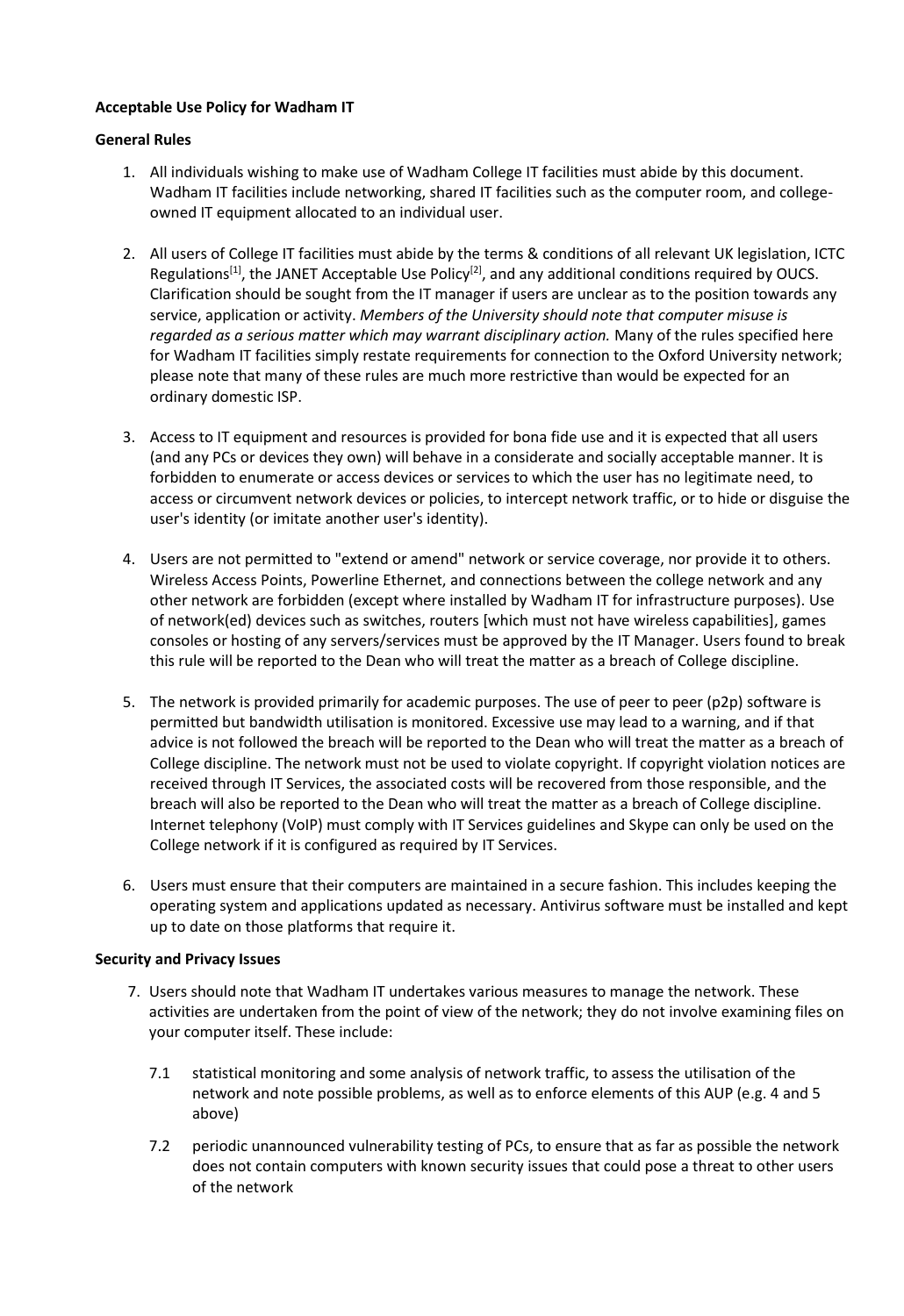**Acceptable Use Policy for Wadham IT**

**General Rules**

1. All individuals wishing to make use of Wadham College IT facilities must abide by this document. Wadham IT facilities include networking, shared IT facilities such as the computer room, and college-owned IT equipment allocated to an individual user.

2. All users of College IT facilities must abide by the terms & conditions of all relevant UK legislation, ICTC Regulations[1], the JANET Acceptable Use Policy[2], and any additional conditions required by OUCS. Clarification should be sought from the IT manager if users are unclear as to the position towards any service, application or activity. *Members of the University should note that computer misuse is regarded as a serious matter which may warrant disciplinary action.* Many of the rules specified here for Wadham IT facilities simply restate requirements for connection to the Oxford University network; please note that many of these rules are much more restrictive than would be expected for an ordinary domestic ISP.

3. Access to IT equipment and resources is provided for bona fide use and it is expected that all users (and any PCs or devices they own) will behave in a considerate and socially acceptable manner. It is forbidden to enumerate or access devices or services to which the user has no legitimate need, to access or circumvent network devices or policies, to intercept network traffic, or to hide or disguise the user's identity (or imitate another user's identity).

4. Users are not permitted to "extend or amend" network or service coverage, nor provide it to others. Wireless Access Points, Powerline Ethernet, and connections between the college network and any other network are forbidden (except where installed by Wadham IT for infrastructure purposes). Use of network(ed) devices such as switches, routers [which must not have wireless capabilities], games consoles or hosting of any servers/services must be approved by the IT Manager. Users found to break this rule will be reported to the Dean who will treat the matter as a breach of College discipline.

5. The network is provided primarily for academic purposes. The use of peer to peer (p2p) software is permitted but bandwidth utilisation is monitored. Excessive use may lead to a warning, and if that advice is not followed the breach will be reported to the Dean who will treat the matter as a breach of College discipline. The network must not be used to violate copyright. If copyright violation notices are received through IT Services, the associated costs will be recovered from those responsible, and the breach will also be reported to the Dean who will treat the matter as a breach of College discipline. Internet telephony (VoIP) must comply with IT Services guidelines and Skype can only be used on the College network if it is configured as required by IT Services.

6. Users must ensure that their computers are maintained in a secure fashion. This includes keeping the operating system and applications updated as necessary. Antivirus software must be installed and kept up to date on those platforms that require it.

**Security and Privacy Issues**

7. Users should note that Wadham IT undertakes various measures to manage the network. These activities are undertaken from the point of view of the network; they do not involve examining files on your computer itself. These include:

   7.1 statistical monitoring and some analysis of network traffic, to assess the utilisation of the network and note possible problems, as well as to enforce elements of this AUP (e.g. 4 and 5 above)

   7.2 periodic unannounced vulnerability testing of PCs, to ensure that as far as possible the network does not contain computers with known security issues that could pose a threat to other users of the network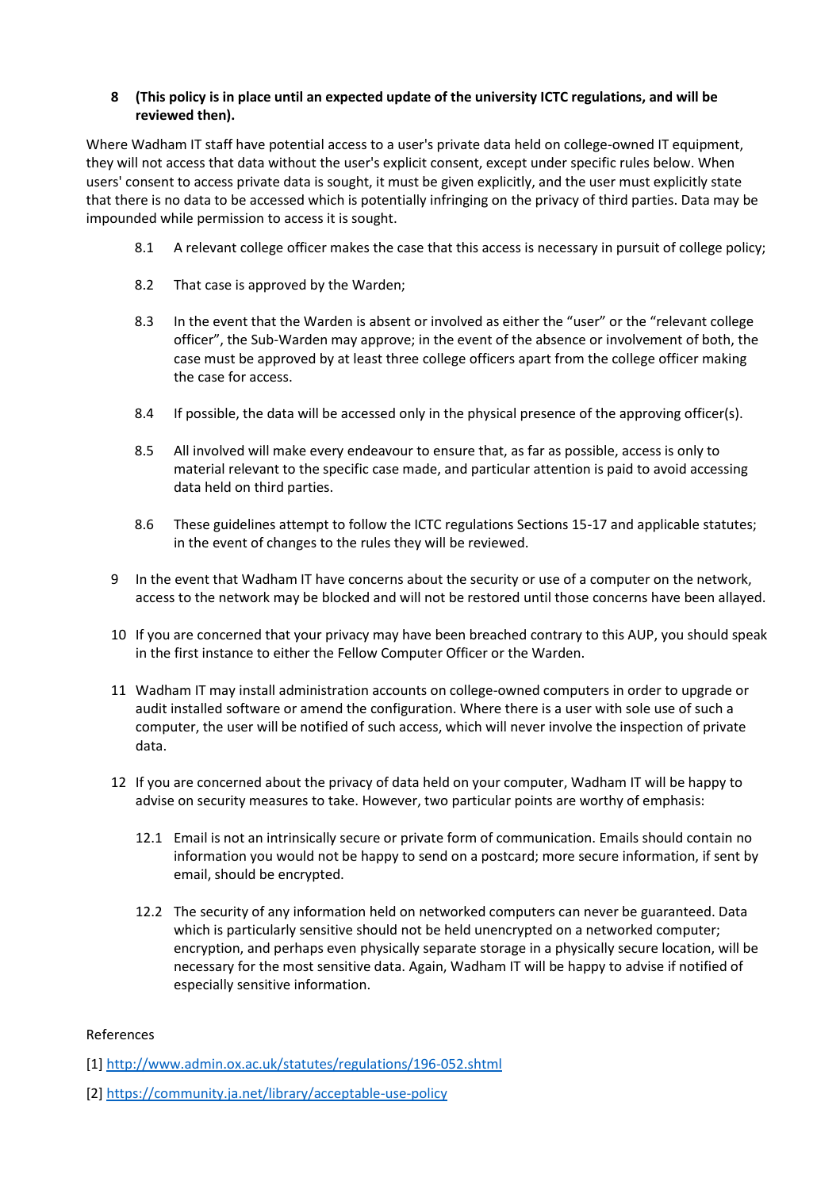8. **(This policy is in place until an expected update of the university ICTC regulations, and will be reviewed then).**

Where Wadham IT staff have potential access to a user's private data held on college-owned IT equipment, they will not access that data without the user's explicit consent, except under specific rules below. When users' consent to access private data is sought, it must be given explicitly, and the user must explicitly state that there is no data to be accessed which is potentially infringing on the privacy of third parties. Data may be impounded while permission to access it is sought.

   8.1 A relevant college officer makes the case that this access is necessary in pursuit of college policy;

   8.2 That case is approved by the Warden;

   8.3 In the event that the Warden is absent or involved as either the "user" or the "relevant college officer", the Sub-Warden may approve; in the event of the absence or involvement of both, the case must be approved by at least three college officers apart from the college officer making the case for access.

   8.4 If possible, the data will be accessed only in the physical presence of the approving officer(s).

   8.5 All involved will make every endeavour to ensure that, as far as possible, access is only to material relevant to the specific case made, and particular attention is paid to avoid accessing data held on third parties.

   8.6 These guidelines attempt to follow the ICTC regulations Sections 15-17 and applicable statutes; in the event of changes to the rules they will be reviewed.

9. In the event that Wadham IT have concerns about the security or use of a computer on the network, access to the network may be blocked and will not be restored until those concerns have been allayed.

10. If you are concerned that your privacy may have been breached contrary to this AUP, you should speak in the first instance to either the Fellow Computer Officer or the Warden.

11. Wadham IT may install administration accounts on college-owned computers in order to upgrade or audit installed software or amend the configuration. Where there is a user with sole use of such a computer, the user will be notified of such access, which will never involve the inspection of private data.

12. If you are concerned about the privacy of data held on your computer, Wadham IT will be happy to advise on security measures to take. However, two particular points are worthy of emphasis:

   12.1 Email is not an intrinsically secure or private form of communication. Emails should contain no information you would not be happy to send on a postcard; more secure information, if sent by email, should be encrypted.

   12.2 The security of any information held on networked computers can never be guaranteed. Data which is particularly sensitive should not be held unencrypted on a networked computer; encryption, and perhaps even physically separate storage in a physically secure location, will be necessary for the most sensitive data. Again, Wadham IT will be happy to advise if notified of especially sensitive information.

References

[1] http://www.admin.ox.ac.uk/statutes/regulations/196-052.shtml

[2] https://community.ja.net/library/acceptable-use-policy